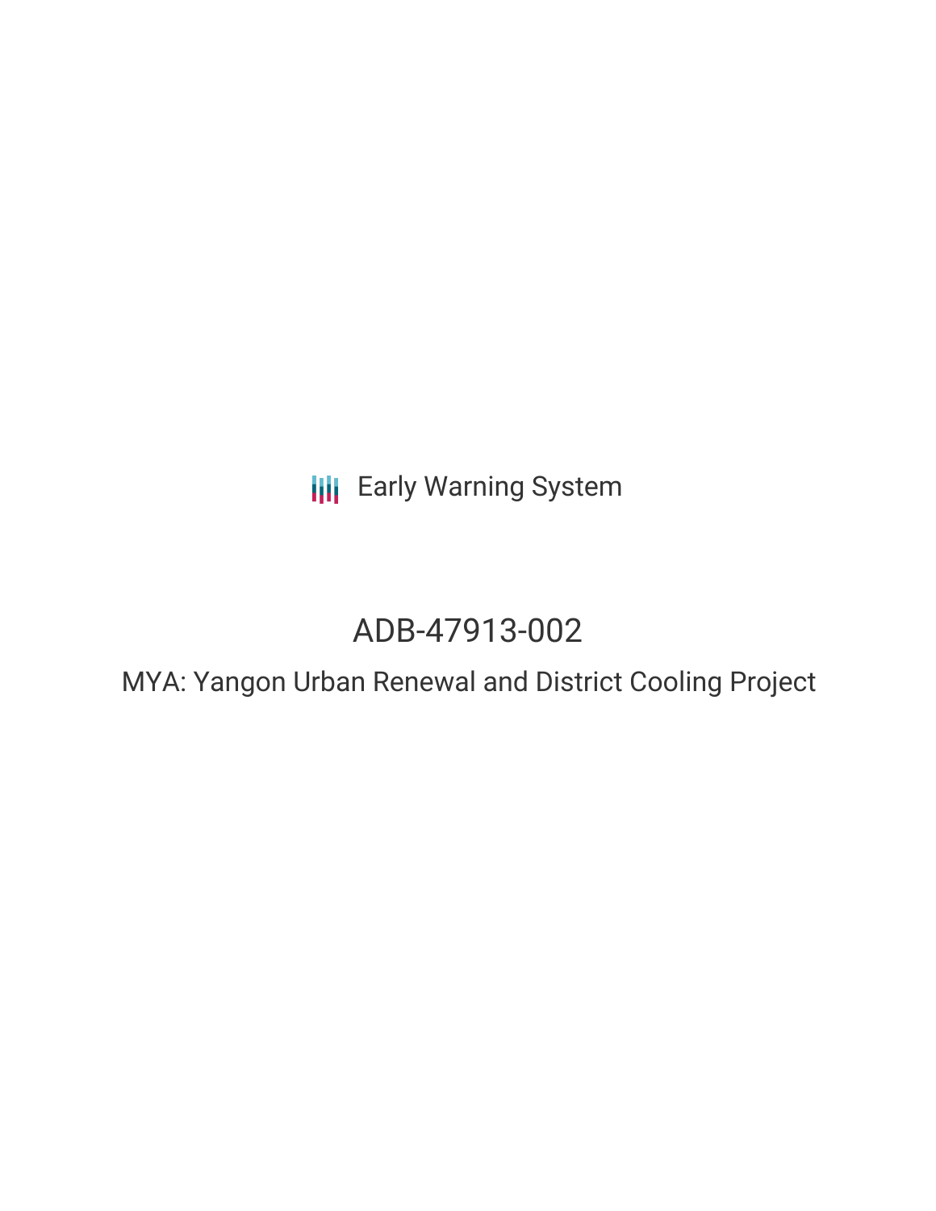Early Warning System

# ADB-47913-002

## MYA: Yangon Urban Renewal and District Cooling Project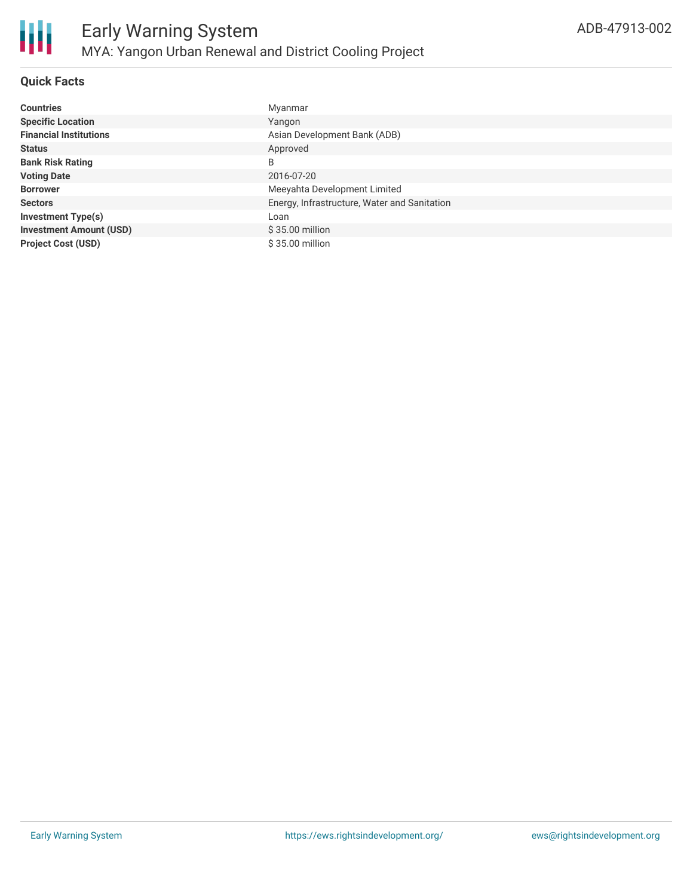# Early Warning System

## MYA: Yangon Urban Renewal and District Cooling Project

ADB-47913-002

### Quick Facts

| | |
|---|---|
| **Countries** | Myanmar |
| **Specific Location** | Yangon |
| **Financial Institutions** | Asian Development Bank (ADB) |
| **Status** | Approved |
| **Bank Risk Rating** | B |
| **Voting Date** | 2016-07-20 |
| **Borrower** | Meeyahta Development Limited |
| **Sectors** | Energy, Infrastructure, Water and Sanitation |
| **Investment Type(s)** | Loan |
| **Investment Amount (USD)** | $ 35.00 million |
| **Project Cost (USD)** | $ 35.00 million |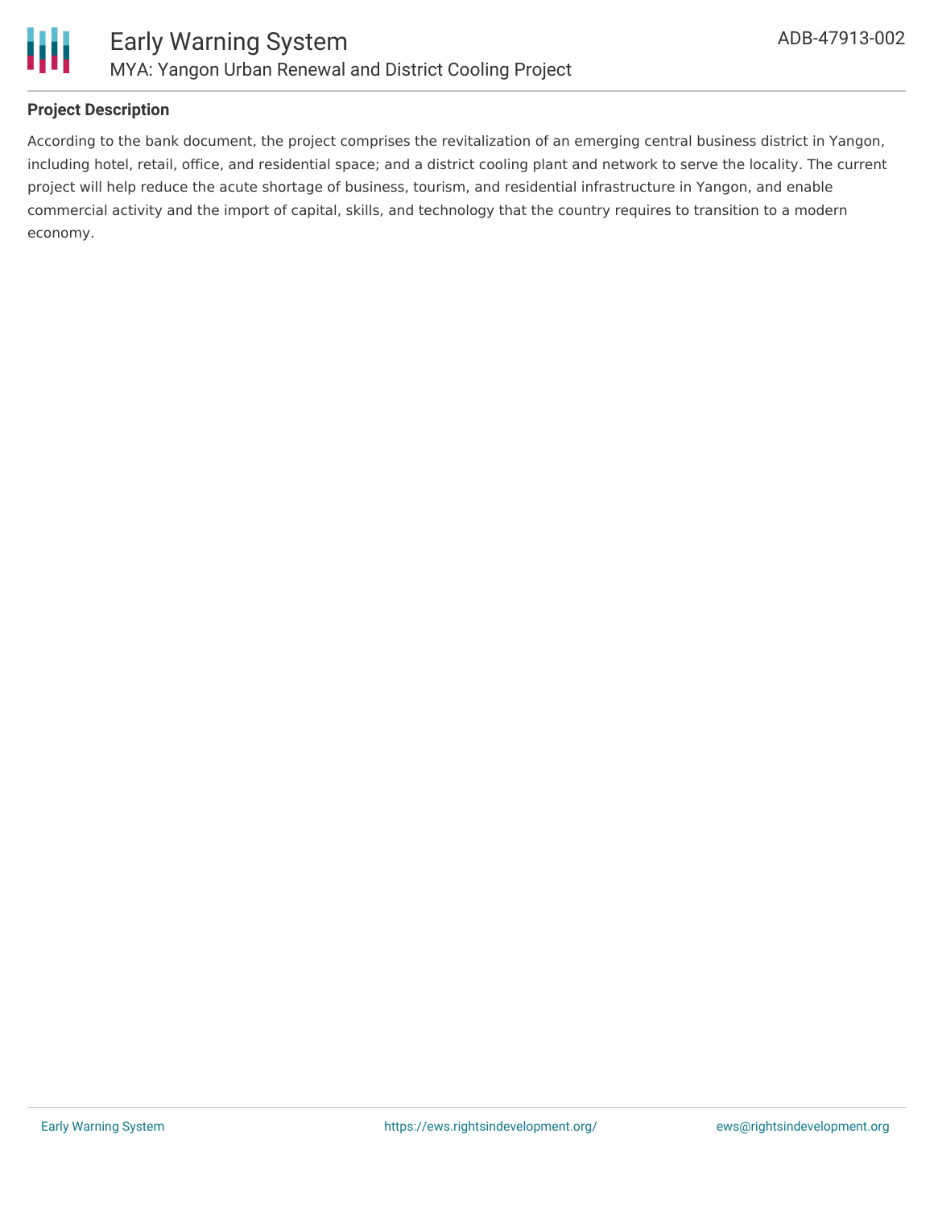**Project Description**

According to the bank document, the project comprises the revitalization of an emerging central business district in Yangon, including hotel, retail, office, and residential space; and a district cooling plant and network to serve the locality. The current project will help reduce the acute shortage of business, tourism, and residential infrastructure in Yangon, and enable commercial activity and the import of capital, skills, and technology that the country requires to transition to a modern economy.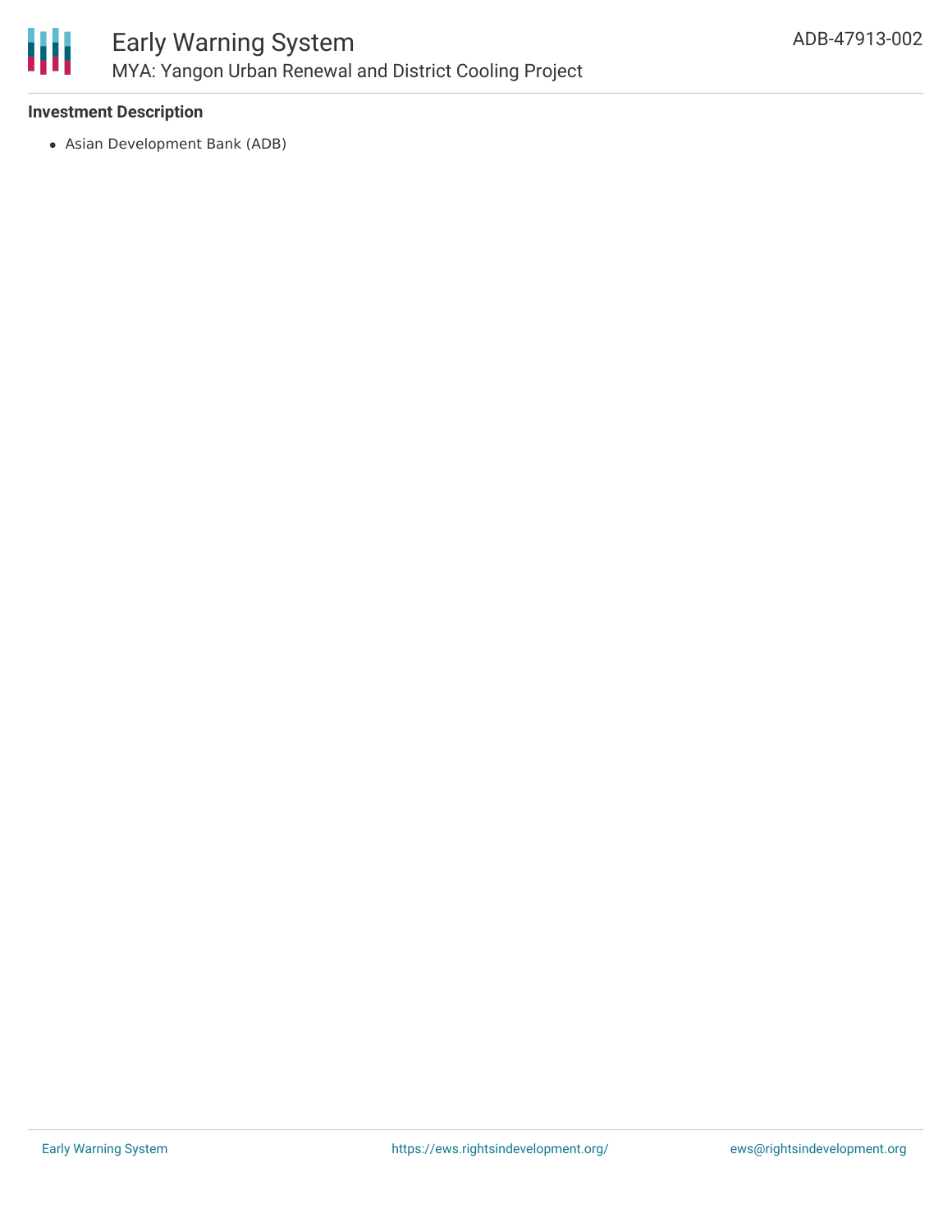### Investment Description

- Asian Development Bank (ADB)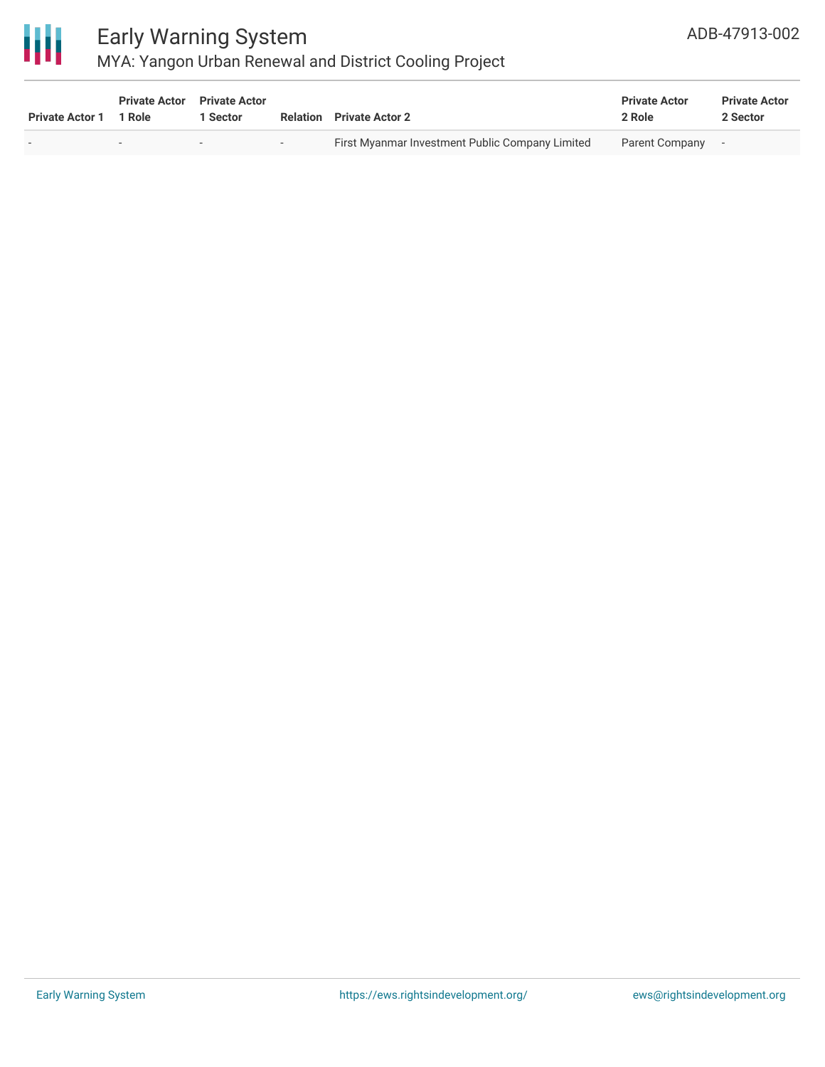| Private Actor 1 | Private Actor 1 Role | Private Actor 1 Sector | Relation | Private Actor 2 | Private Actor 2 Role | Private Actor 2 Sector |
|---|---|---|---|---|---|---|
| - | - | - | - | First Myanmar Investment Public Company Limited | Parent Company | - |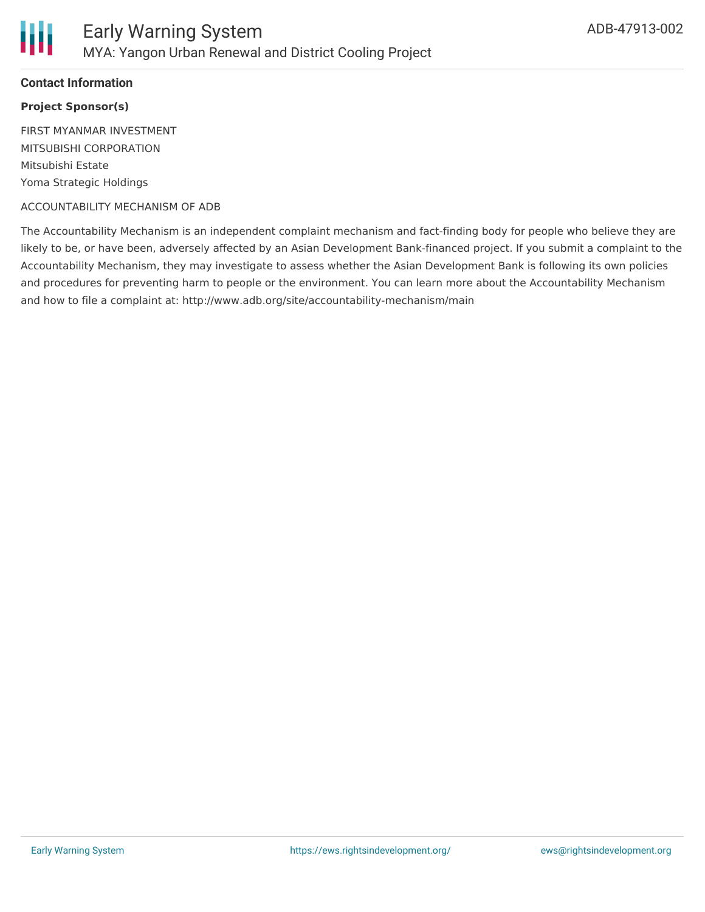## Contact Information

**Project Sponsor(s)**

FIRST MYANMAR INVESTMENT
MITSUBISHI CORPORATION
Mitsubishi Estate
Yoma Strategic Holdings

ACCOUNTABILITY MECHANISM OF ADB

The Accountability Mechanism is an independent complaint mechanism and fact-finding body for people who believe they are likely to be, or have been, adversely affected by an Asian Development Bank-financed project. If you submit a complaint to the Accountability Mechanism, they may investigate to assess whether the Asian Development Bank is following its own policies and procedures for preventing harm to people or the environment. You can learn more about the Accountability Mechanism and how to file a complaint at: http://www.adb.org/site/accountability-mechanism/main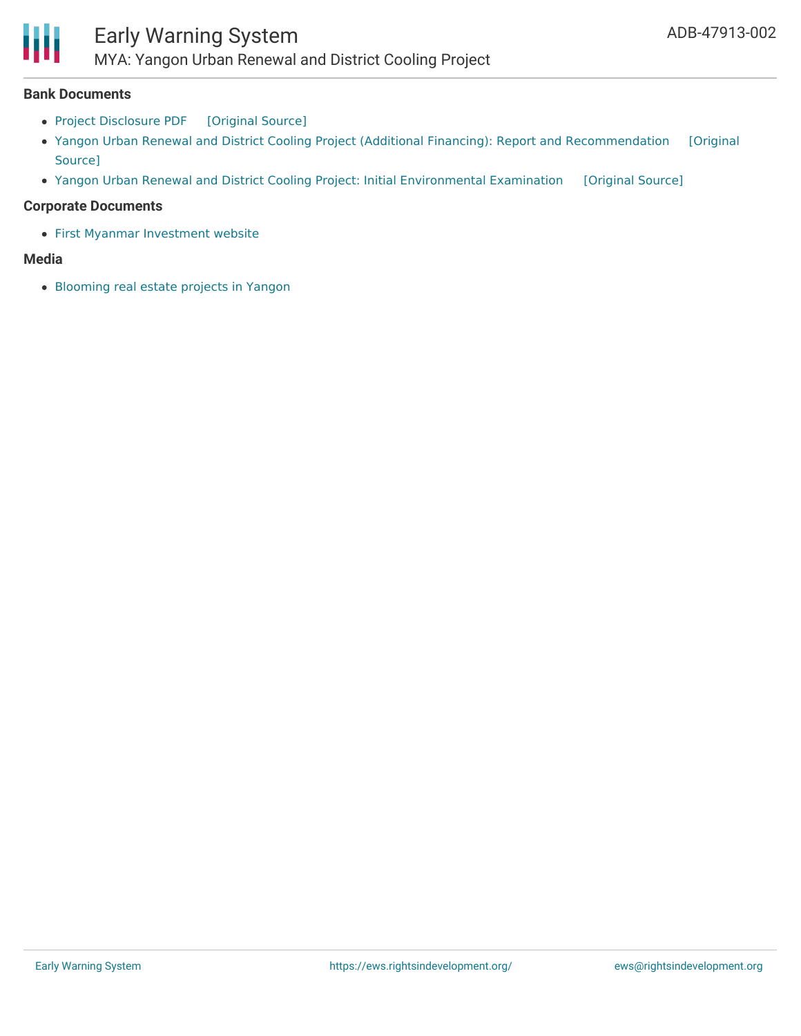### Bank Documents

- Project Disclosure PDF [Original Source]
- Yangon Urban Renewal and District Cooling Project (Additional Financing): Report and Recommendation [Original Source]
- Yangon Urban Renewal and District Cooling Project: Initial Environmental Examination [Original Source]

### Corporate Documents

- First Myanmar Investment website

### Media

- Blooming real estate projects in Yangon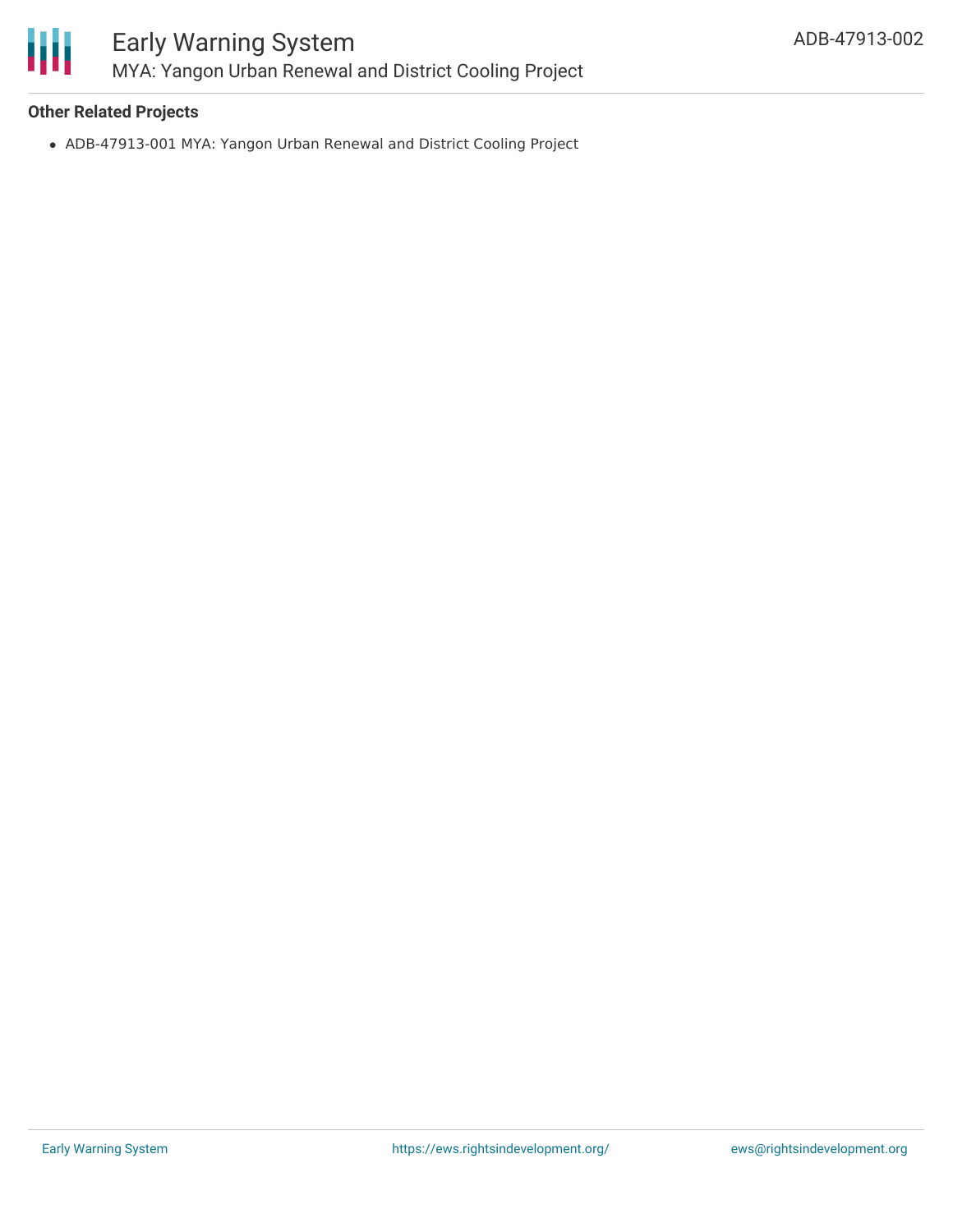**Other Related Projects**

- ADB-47913-001 MYA: Yangon Urban Renewal and District Cooling Project